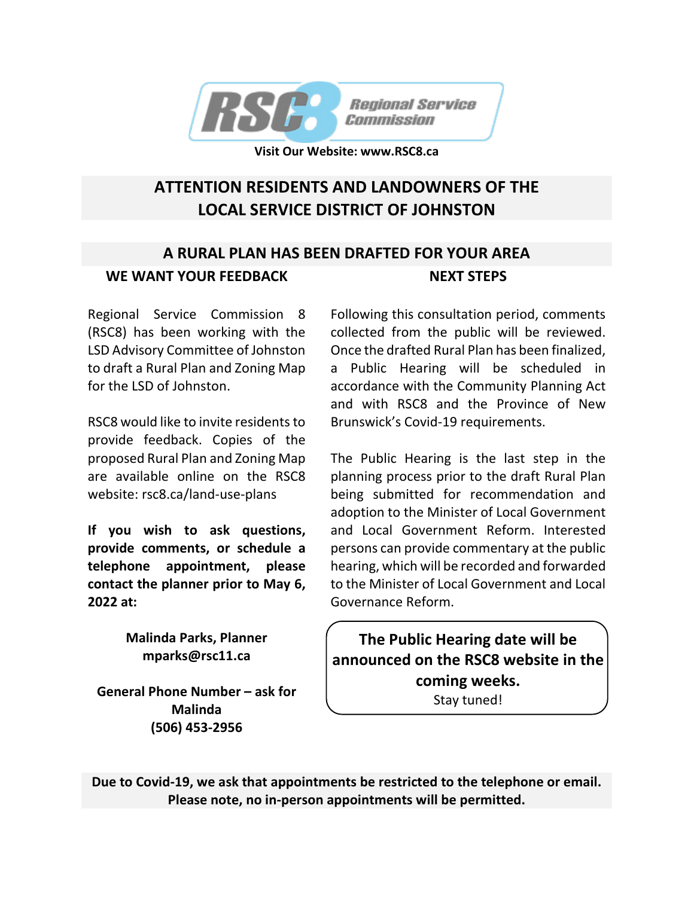RSC8 Regional Service Commission

**Visit Our Website: www.RSC8.ca**

# ATTENTION RESIDENTS AND LANDOWNERS OF THE LOCAL SERVICE DISTRICT OF JOHNSTON

## A RURAL PLAN HAS BEEN DRAFTED FOR YOUR AREA

### WE WANT YOUR FEEDBACK

Regional Service Commission 8 (RSC8) has been working with the LSD Advisory Committee of Johnston to draft a Rural Plan and Zoning Map for the LSD of Johnston.

RSC8 would like to invite residents to provide feedback. Copies of the proposed Rural Plan and Zoning Map are available online on the RSC8 website: rsc8.ca/land-use-plans

**If you wish to ask questions, provide comments, or schedule a telephone appointment, please contact the planner prior to May 6, 2022 at:**

**Malinda Parks, Planner**
**mparks@rsc11.ca**

**General Phone Number – ask for Malinda**
**(506) 453-2956**

### NEXT STEPS

Following this consultation period, comments collected from the public will be reviewed. Once the drafted Rural Plan has been finalized, a Public Hearing will be scheduled in accordance with the Community Planning Act and with RSC8 and the Province of New Brunswick's Covid-19 requirements.

The Public Hearing is the last step in the planning process prior to the draft Rural Plan being submitted for recommendation and adoption to the Minister of Local Government and Local Government Reform. Interested persons can provide commentary at the public hearing, which will be recorded and forwarded to the Minister of Local Government and Local Governance Reform.

**The Public Hearing date will be announced on the RSC8 website in the coming weeks.**
Stay tuned!

**Due to Covid-19, we ask that appointments be restricted to the telephone or email. Please note, no in-person appointments will be permitted.**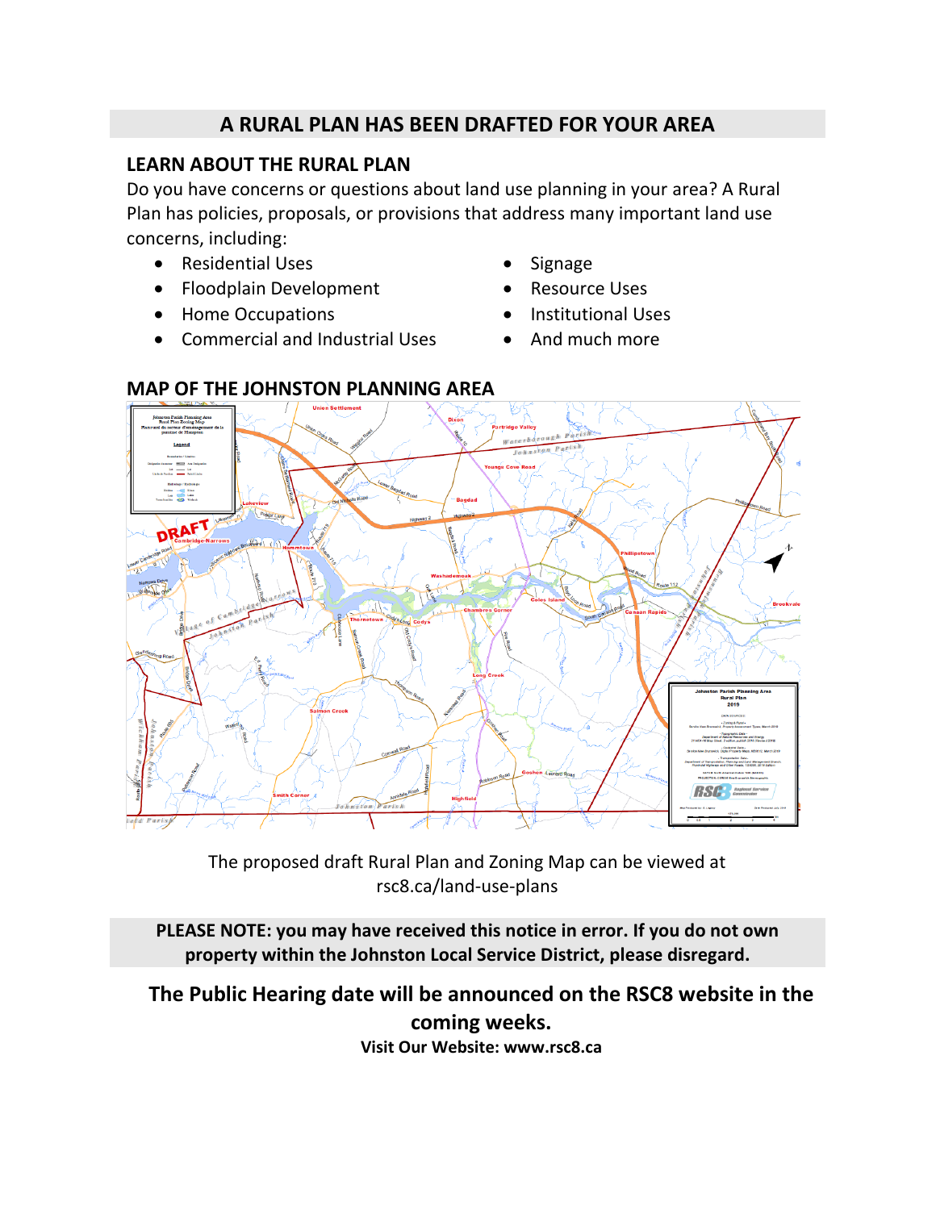## A RURAL PLAN HAS BEEN DRAFTED FOR YOUR AREA

### LEARN ABOUT THE RURAL PLAN

Do you have concerns or questions about land use planning in your area? A Rural Plan has policies, proposals, or provisions that address many important land use concerns, including:

- Residential Uses
- Floodplain Development
- Home Occupations
- Commercial and Industrial Uses
- Signage
- Resource Uses
- Institutional Uses
- And much more

### MAP OF THE JOHNSTON PLANNING AREA

The proposed draft Rural Plan and Zoning Map can be viewed at rsc8.ca/land-use-plans

**PLEASE NOTE: you may have received this notice in error. If you do not own property within the Johnston Local Service District, please disregard.**

**The Public Hearing date will be announced on the RSC8 website in the coming weeks.**

**Visit Our Website: www.rsc8.ca**